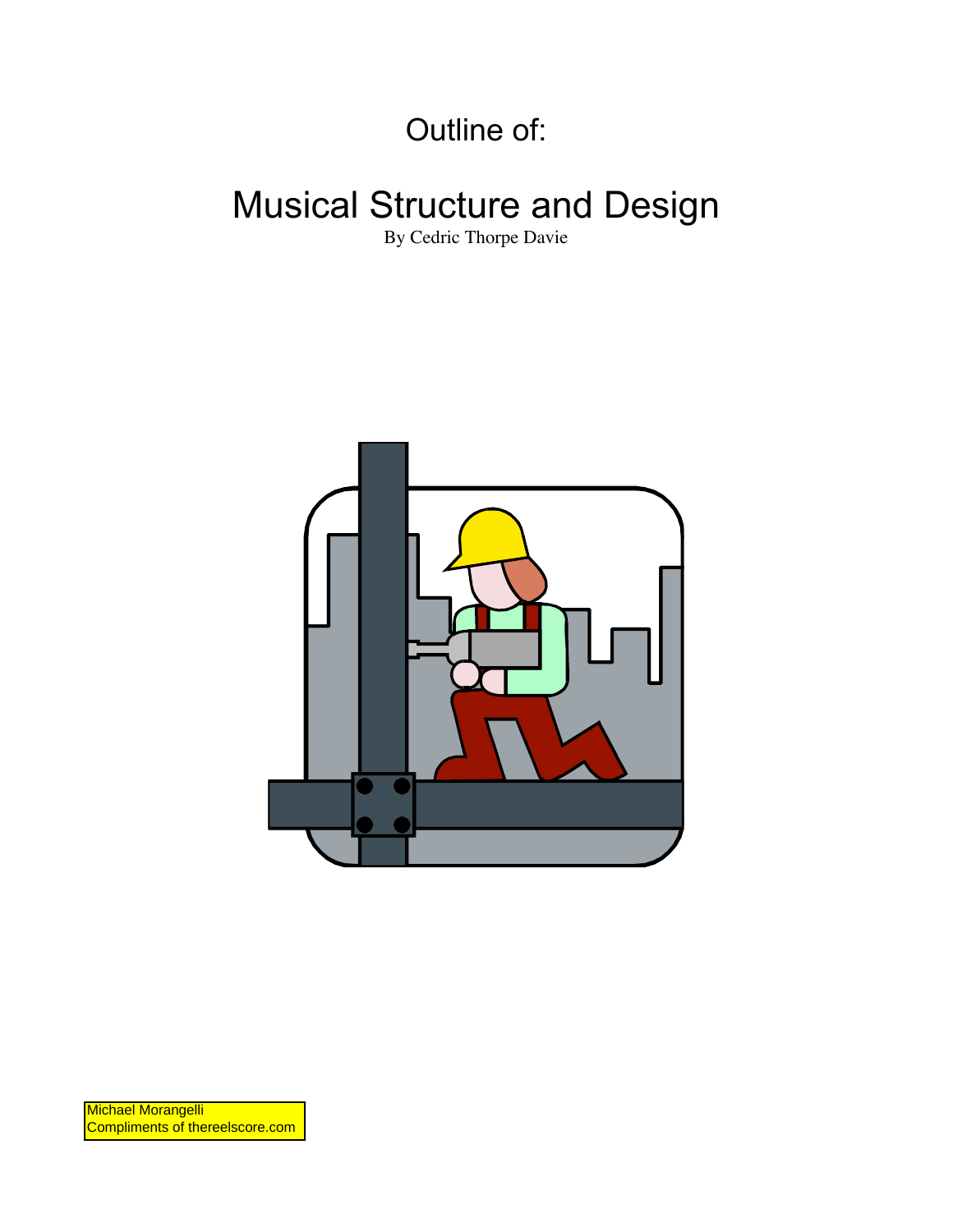Outline of:

# Musical Structure and Design

By Cedric Thorpe Davie

Michael Morangelli
Compliments of thereelscore.com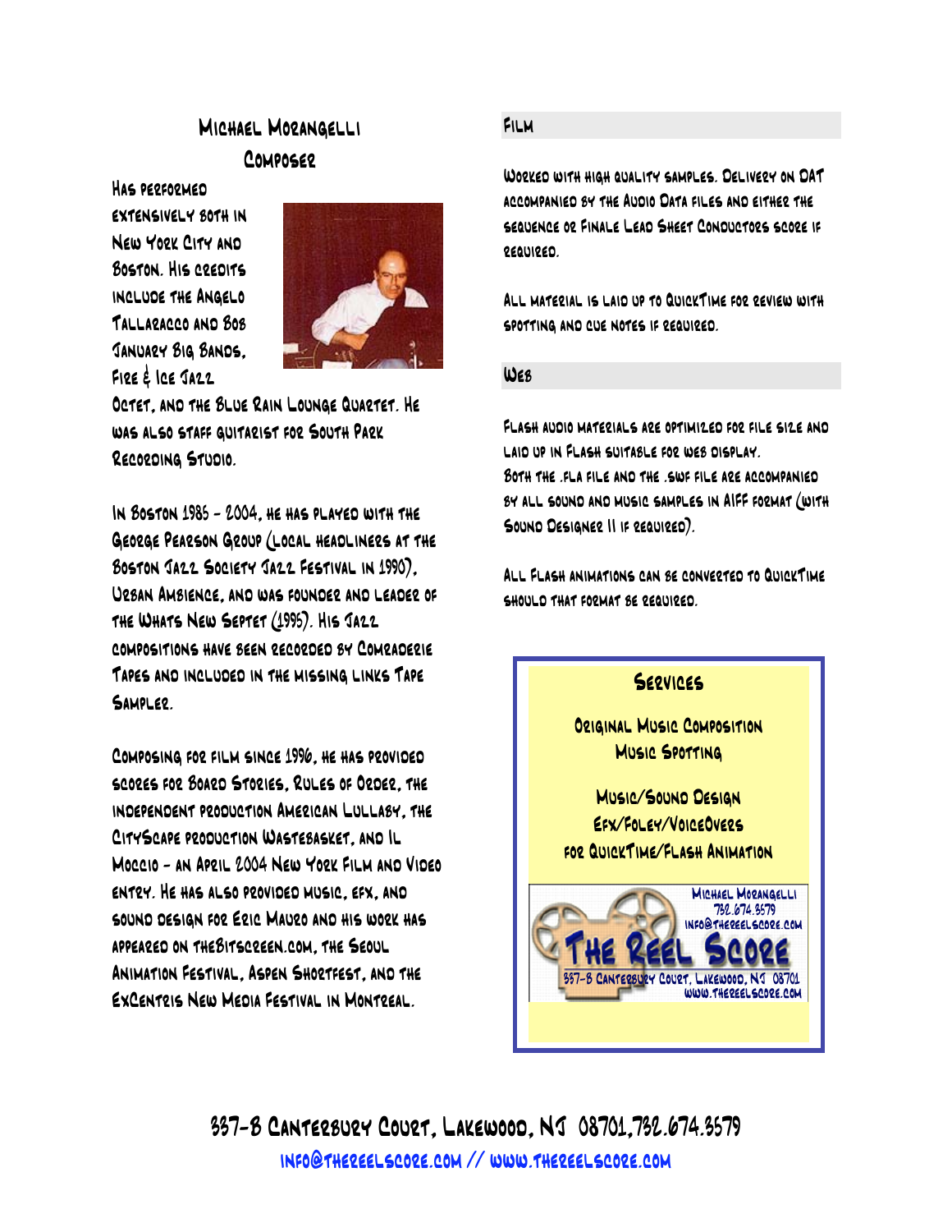# Michael Morangelli
## Composer

Has performed extensively both in New York City and Boston. His credits include the Angelo Tallaracco and Bob January Big Bands, Fire & Ice Jazz Octet, and the Blue Rain Lounge Quartet. He was also staff guitarist for South Park Recording Studio.

In Boston 1985 - 2004, he has played with the George Pearson Group (Local headliners at the Boston Jazz Society Jazz Festival in 1990), Urban Ambience, and was founder and leader of the Whats New Septet (1995). His Jazz compositions have been recorded by Comraderie Tapes and included in the Missing Links Tape Sampler.

Composing for film since 1996, he has provided scores for Board Stories, Rules of Order, the independent production American Lullaby, the CityScape production Wastebasket, and Il Moccio - an April 2004 New York Film and Video entry. He has also provided music, efx, and sound design for Eric Mauro and his work has appeared on theBitScreen.com, the Seoul Animation Festival, Aspen Shortfest, and the ExCentris New Media Festival in Montreal.

## Film

Worked with high quality samples. Delivery on DAT accompanied by the Audio Data files and either the sequence or Finale Lead Sheet Conductors score if required.

All material is laid up to QuickTime for review with spotting and cue notes if required.

## Web

Flash audio materials are optimized for file size and laid up in Flash suitable for web display.
Both the .fla file and the .swf file are accompanied by all sound and music samples in AIFF format (with Sound Designer II if required).

All Flash animations can be converted to QuickTime should that format be required.

## Services

Original Music Composition
Music Spotting

Music/Sound Design
Efx/Foley/VoiceOvers
for QuickTime/Flash Animation

Michael Morangelli
732.674.3579
info@thereelscore.com

The Reel Score

337-B Canterbury Court, Lakewood, NJ 08701
www.thereelscore.com

337-B Canterbury Court, Lakewood, NJ 08701,732.674.3579
info@thereelscore.com // www.thereelscore.com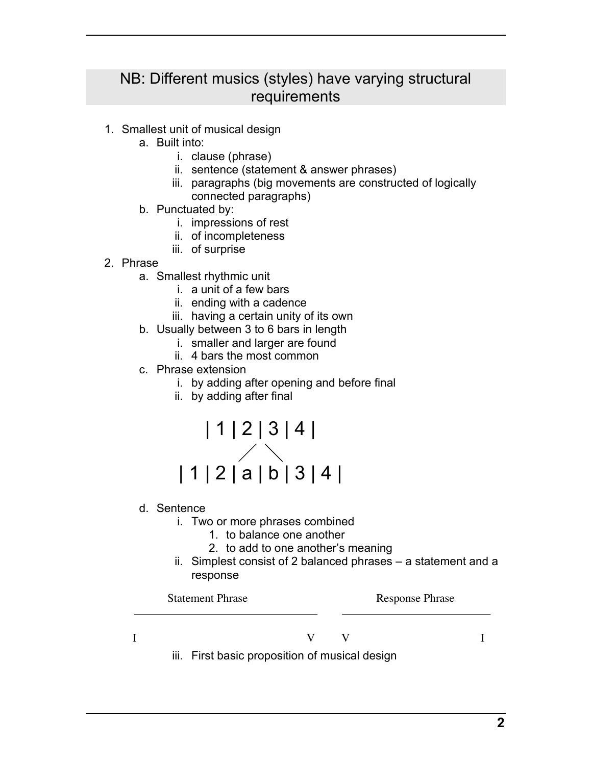## NB: Different musics (styles) have varying structural requirements

1. Smallest unit of musical design
    a. Built into:
        i. clause (phrase)
        ii. sentence (statement & answer phrases)
        iii. paragraphs (big movements are constructed of logically connected paragraphs)
    b. Punctuated by:
        i. impressions of rest
        ii. of incompleteness
        iii. of surprise
2. Phrase
    a. Smallest rhythmic unit
        i. a unit of a few bars
        ii. ending with a cadence
        iii. having a certain unity of its own
    b. Usually between 3 to 6 bars in length
        i. smaller and larger are found
        ii. 4 bars the most common
    c. Phrase extension
        i. by adding after opening and before final
        ii. by adding after final

```
    | 1 | 2 | 3 | 4 |
           /   \
| 1 | 2 | a | b | 3 | 4 |
```

    d. Sentence
        i. Two or more phrases combined
            1. to balance one another
            2. to add to one another's meaning
        ii. Simplest consist of 2 balanced phrases – a statement and a response

```
     Statement Phrase                Response Phrase
_________________________      _____________________
I                       V      V                   I
```

        iii. First basic proposition of musical design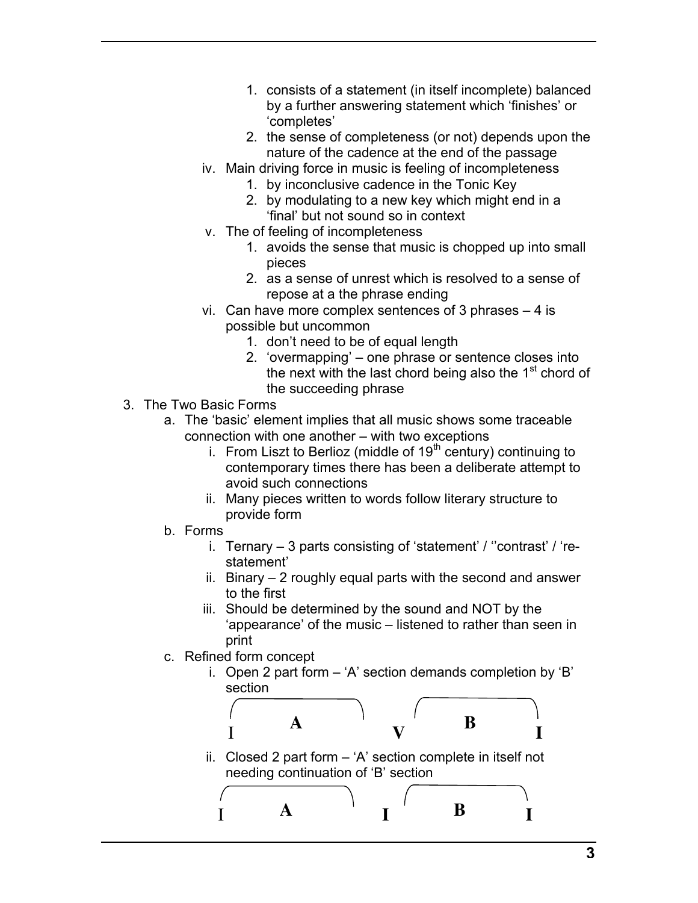1. consists of a statement (in itself incomplete) balanced by a further answering statement which 'finishes' or 'completes'
2. the sense of completeness (or not) depends upon the nature of the cadence at the end of the passage

iv. Main driving force in music is feeling of incompleteness

1. by inconclusive cadence in the Tonic Key
2. by modulating to a new key which might end in a 'final' but not sound so in context

v. The of feeling of incompleteness

1. avoids the sense that music is chopped up into small pieces
2. as a sense of unrest which is resolved to a sense of repose at a the phrase ending

vi. Can have more complex sentences of 3 phrases – 4 is possible but uncommon

1. don't need to be of equal length
2. 'overmapping' – one phrase or sentence closes into the next with the last chord being also the 1st chord of the succeeding phrase

3. The Two Basic Forms

a. The 'basic' element implies that all music shows some traceable connection with one another – with two exceptions

i. From Liszt to Berlioz (middle of 19th century) continuing to contemporary times there has been a deliberate attempt to avoid such connections

ii. Many pieces written to words follow literary structure to provide form

b. Forms

i. Ternary – 3 parts consisting of 'statement' / ''contrast' / 're-statement'

ii. Binary – 2 roughly equal parts with the second and answer to the first

iii. Should be determined by the sound and NOT by the 'appearance' of the music – listened to rather than seen in print

c. Refined form concept

i. Open 2 part form – 'A' section demands completion by 'B' section

I **A** V **B** I

ii. Closed 2 part form – 'A' section complete in itself not needing continuation of 'B' section

I **A** I **B** I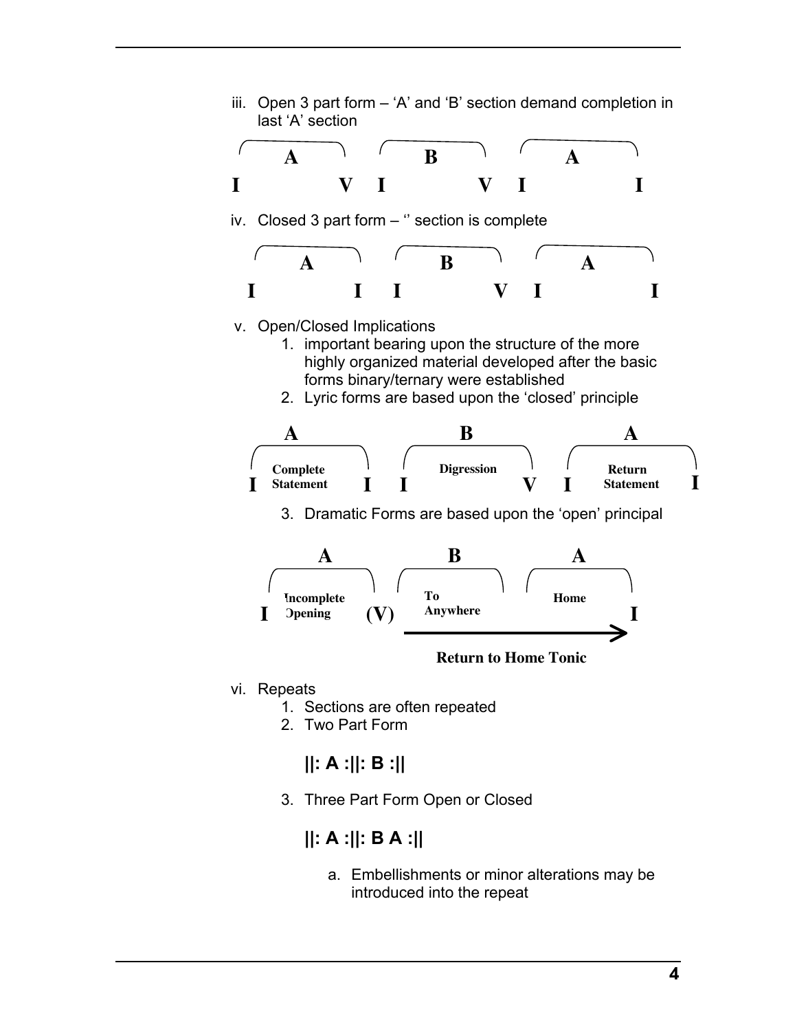iii. Open 3 part form – ‘A’ and ‘B’ section demand completion in last ‘A’ section

A B A

I V I V I I

iv. Closed 3 part form – ‘’ section is complete

A B A

I I I V I I

v. Open/Closed Implications
   1. important bearing upon the structure of the more highly organized material developed after the basic forms binary/ternary were established
   2. Lyric forms are based upon the ‘closed’ principle

A B A

I Complete Statement I I Digression V I Return Statement I

   3. Dramatic Forms are based upon the ‘open’ principal

A B A

I Incomplete Opening (V) To Anywhere Home I

Return to Home Tonic

vi. Repeats
   1. Sections are often repeated
   2. Two Part Form

      **||: A :||: B :||**

   3. Three Part Form Open or Closed

      **||: A :||: B A :||**

      a. Embellishments or minor alterations may be introduced into the repeat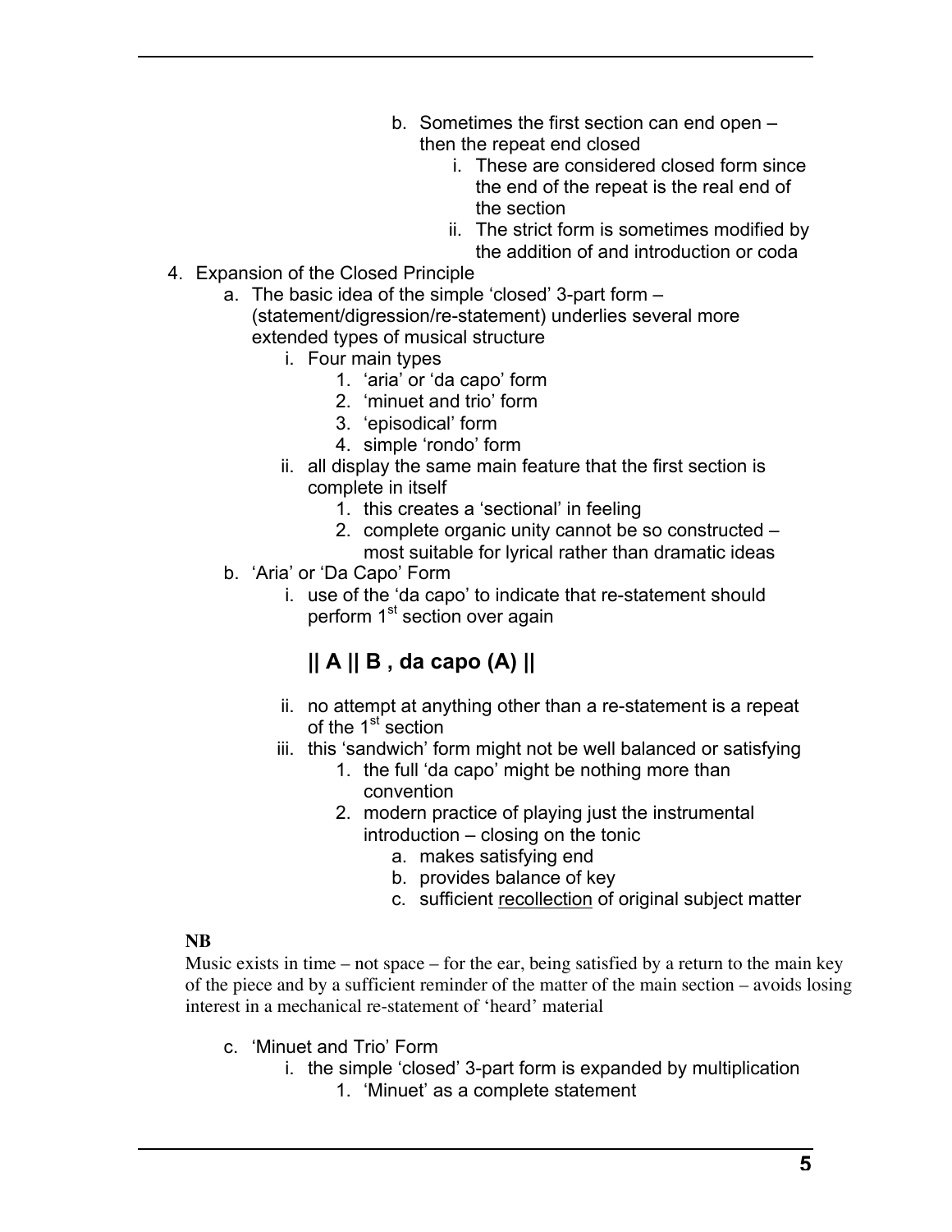- b. Sometimes the first section can end open – then the repeat end closed
  - i. These are considered closed form since the end of the repeat is the real end of the section
  - ii. The strict form is sometimes modified by the addition of and introduction or coda

4. Expansion of the Closed Principle
   - a. The basic idea of the simple 'closed' 3-part form – (statement/digression/re-statement) underlies several more extended types of musical structure
     - i. Four main types
       1. 'aria' or 'da capo' form
       2. 'minuet and trio' form
       3. 'episodical' form
       4. simple 'rondo' form
     - ii. all display the same main feature that the first section is complete in itself
       1. this creates a 'sectional' in feeling
       2. complete organic unity cannot be so constructed – most suitable for lyrical rather than dramatic ideas
   - b. 'Aria' or 'Da Capo' Form
     - i. use of the 'da capo' to indicate that re-statement should perform 1st section over again

       **|| A || B , da capo (A) ||**

     - ii. no attempt at anything other than a re-statement is a repeat of the 1st section
     - iii. this 'sandwich' form might not be well balanced or satisfying
       1. the full 'da capo' might be nothing more than convention
       2. modern practice of playing just the instrumental introduction – closing on the tonic
          - a. makes satisfying end
          - b. provides balance of key
          - c. sufficient <u>recollection</u> of original subject matter

**NB**

Music exists in time – not space – for the ear, being satisfied by a return to the main key of the piece and by a sufficient reminder of the matter of the main section – avoids losing interest in a mechanical re-statement of 'heard' material

   - c. 'Minuet and Trio' Form
     - i. the simple 'closed' 3-part form is expanded by multiplication
       1. 'Minuet' as a complete statement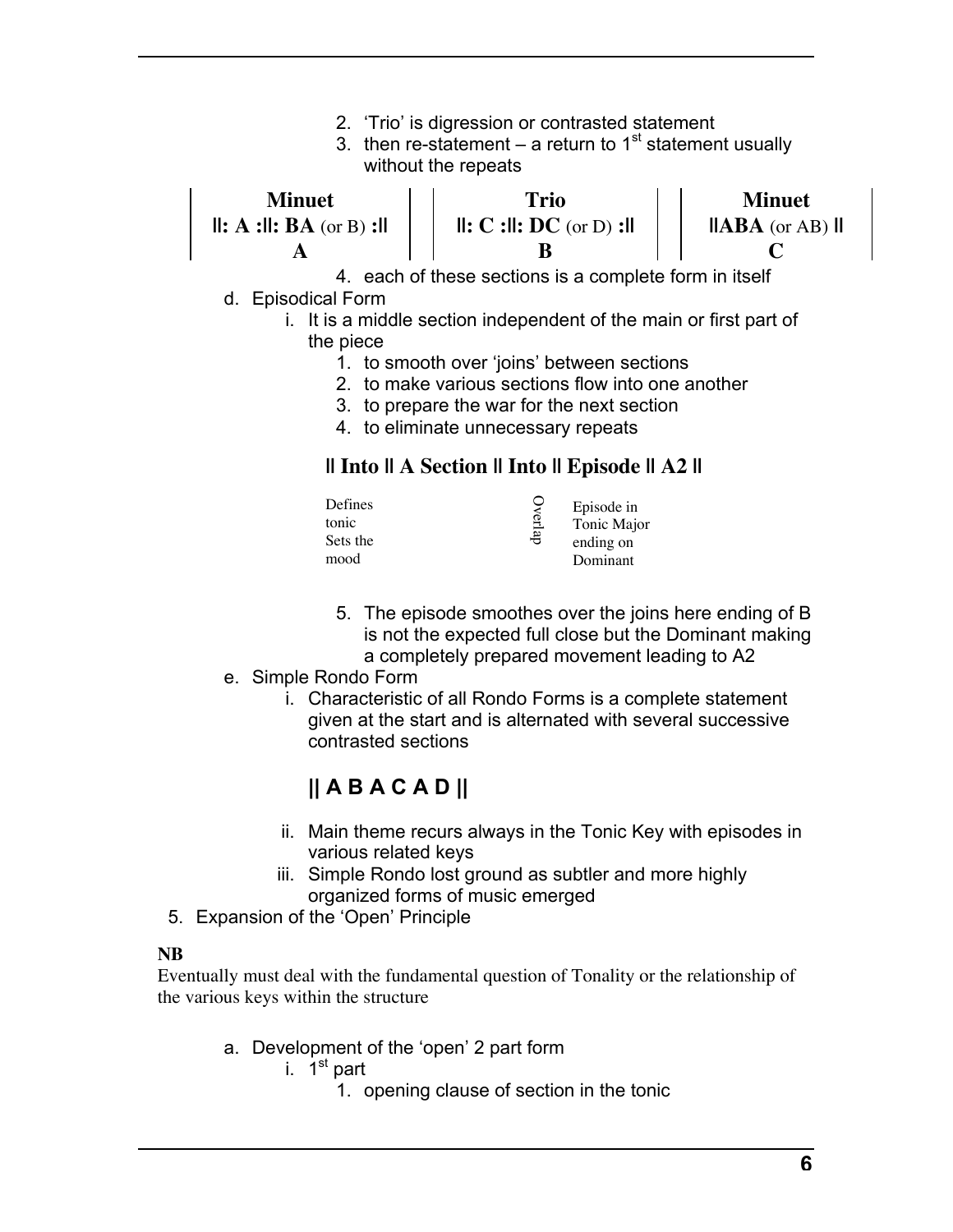2. 'Trio' is digression or contrasted statement
3. then re-statement – a return to 1st statement usually without the repeats

| Minuet | Trio | Minuet |
|---|---|---|
| **ǁ: A :ǁ: BA** (or B) **:ǁ** | **ǁ: C :ǁ: DC** (or D) **:ǁ** | **ǁABA** (or AB) **ǁ** |
| **A** | **B** | **C** |

4. each of these sections is a complete form in itself

d. Episodical Form
   i. It is a middle section independent of the main or first part of the piece
      1. to smooth over 'joins' between sections
      2. to make various sections flow into one another
      3. to prepare the war for the next section
      4. to eliminate unnecessary repeats

**ǁ Into ǁ A Section ǁ Into ǁ Episode ǁ A2 ǁ**

Defines tonic Sets the mood

Overlap

Episode in Tonic Major ending on Dominant

      5. The episode smoothes over the joins here ending of B is not the expected full close but the Dominant making a completely prepared movement leading to A2

e. Simple Rondo Form
   i. Characteristic of all Rondo Forms is a complete statement given at the start and is alternated with several successive contrasted sections

**|| A B A C A D ||**

   ii. Main theme recurs always in the Tonic Key with episodes in various related keys
   iii. Simple Rondo lost ground as subtler and more highly organized forms of music emerged

5. Expansion of the 'Open' Principle

**NB**

Eventually must deal with the fundamental question of Tonality or the relationship of the various keys within the structure

a. Development of the 'open' 2 part form
   i. 1st part
      1. opening clause of section in the tonic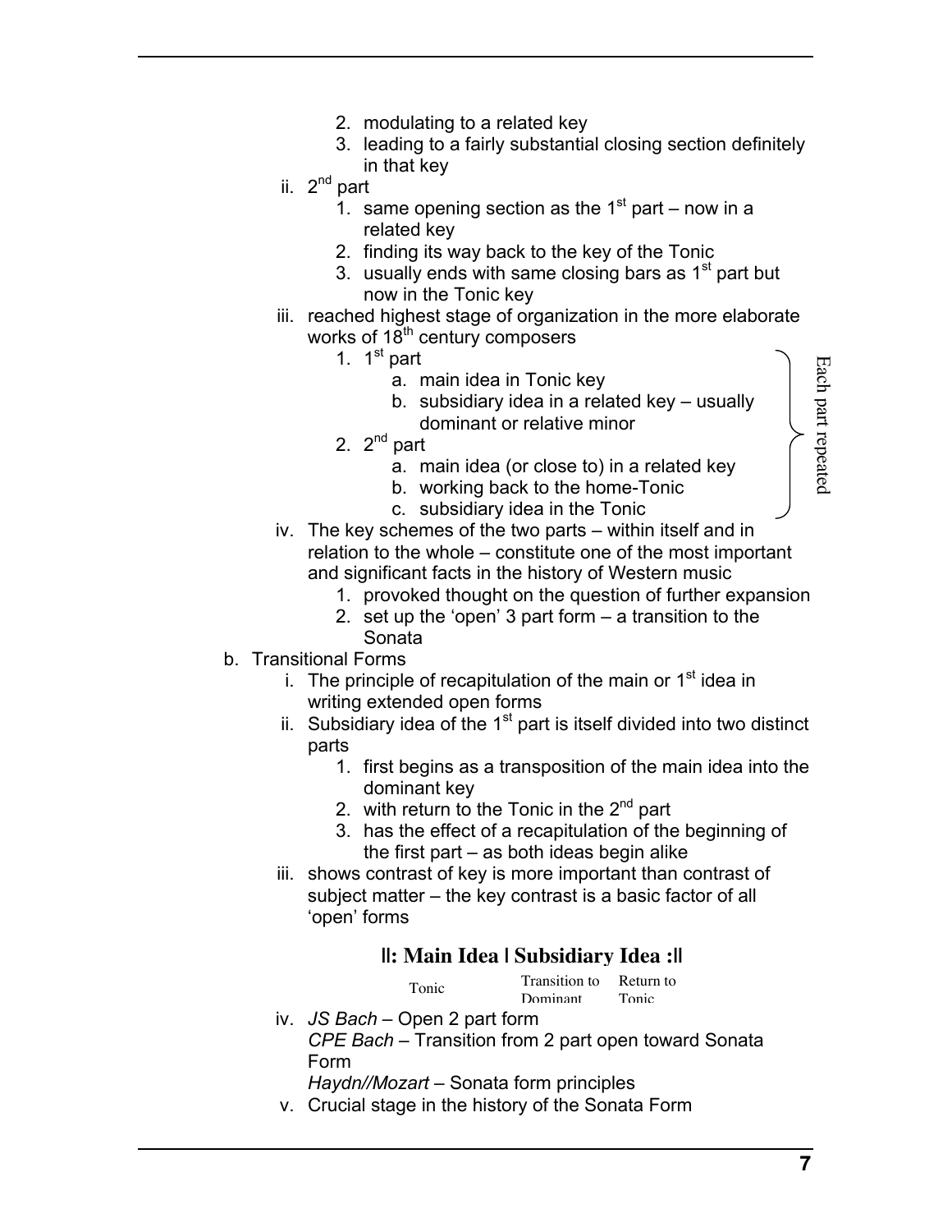2. modulating to a related key
      3. leading to a fairly substantial closing section definitely in that key
   ii. 2nd part
      1. same opening section as the 1st part – now in a related key
      2. finding its way back to the key of the Tonic
      3. usually ends with same closing bars as 1st part but now in the Tonic key
   iii. reached highest stage of organization in the more elaborate works of 18th century composers
      1. 1st part
         a. main idea in Tonic key
         b. subsidiary idea in a related key – usually dominant or relative minor
      2. 2nd part
         a. main idea (or close to) in a related key
         b. working back to the home-Tonic
         c. subsidiary idea in the Tonic

      (Each part repeated)
   iv. The key schemes of the two parts – within itself and in relation to the whole – constitute one of the most important and significant facts in the history of Western music
      1. provoked thought on the question of further expansion
      2. set up the 'open' 3 part form – a transition to the Sonata
b. Transitional Forms
   i. The principle of recapitulation of the main or 1st idea in writing extended open forms
   ii. Subsidiary idea of the 1st part is itself divided into two distinct parts
      1. first begins as a transposition of the main idea into the dominant key
      2. with return to the Tonic in the 2nd part
      3. has the effect of a recapitulation of the beginning of the first part – as both ideas begin alike
   iii. shows contrast of key is more important than contrast of subject matter – the key contrast is a basic factor of all 'open' forms

**ǁ: Main Idea | Subsidiary Idea :ǁ**

| Tonic | Transition to Dominant | Return to Tonic |
|---|---|---|

   iv. *JS Bach* – Open 2 part form
   *CPE Bach* – Transition from 2 part open toward Sonata Form
   *Haydn//Mozart* – Sonata form principles
   v. Crucial stage in the history of the Sonata Form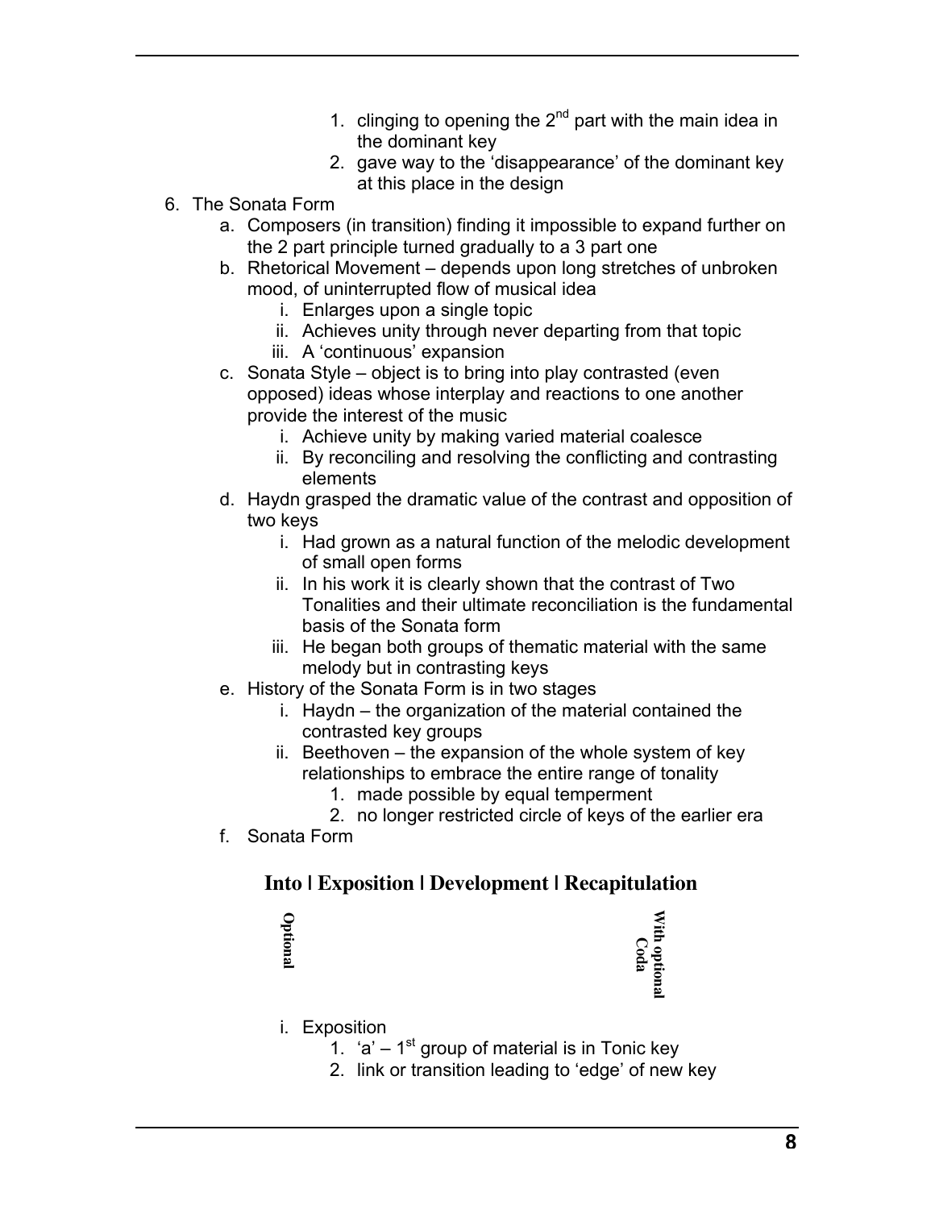1. clinging to opening the 2nd part with the main idea in the dominant key
2. gave way to the 'disappearance' of the dominant key at this place in the design

6. The Sonata Form
   a. Composers (in transition) finding it impossible to expand further on the 2 part principle turned gradually to a 3 part one
   b. Rhetorical Movement – depends upon long stretches of unbroken mood, of uninterrupted flow of musical idea
      i. Enlarges upon a single topic
      ii. Achieves unity through never departing from that topic
      iii. A 'continuous' expansion
   c. Sonata Style – object is to bring into play contrasted (even opposed) ideas whose interplay and reactions to one another provide the interest of the music
      i. Achieve unity by making varied material coalesce
      ii. By reconciling and resolving the conflicting and contrasting elements
   d. Haydn grasped the dramatic value of the contrast and opposition of two keys
      i. Had grown as a natural function of the melodic development of small open forms
      ii. In his work it is clearly shown that the contrast of Two Tonalities and their ultimate reconciliation is the fundamental basis of the Sonata form
      iii. He began both groups of thematic material with the same melody but in contrasting keys
   e. History of the Sonata Form is in two stages
      i. Haydn – the organization of the material contained the contrasted key groups
      ii. Beethoven – the expansion of the whole system of key relationships to embrace the entire range of tonality
         1. made possible by equal temperment
         2. no longer restricted circle of keys of the earlier era
   f. Sonata Form

**Into | Exposition | Development | Recapitulation**

Optional

With optional Coda

      i. Exposition
         1. 'a' – 1st group of material is in Tonic key
         2. link or transition leading to 'edge' of new key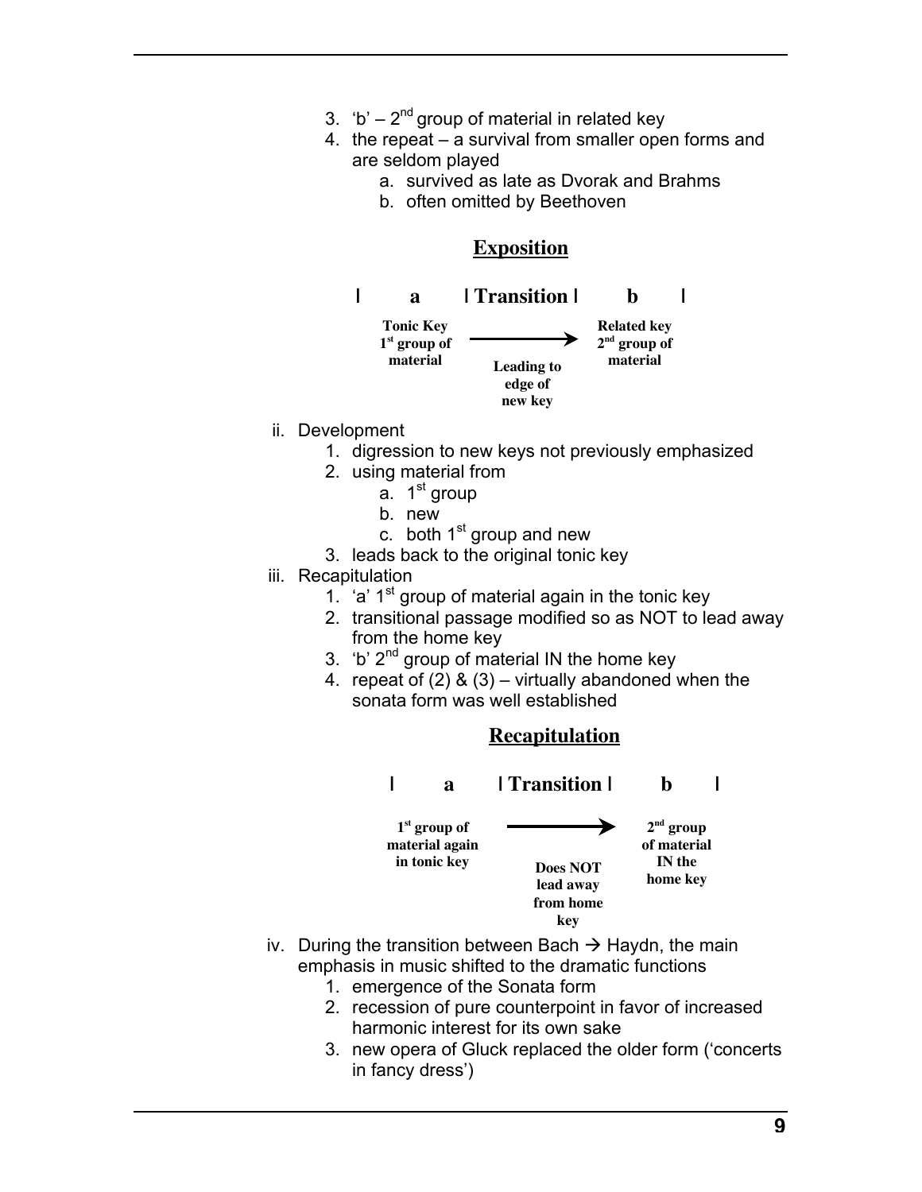3. 'b' – 2nd group of material in related key
4. the repeat – a survival from smaller open forms and are seldom played
    a. survived as late as Dvorak and Brahms
    b. often omitted by Beethoven

## Exposition

| a | Transition | b |

**Tonic Key 1st group of material**

**Leading to edge of new key**

**Related key 2nd group of material**

ii. Development
    1. digression to new keys not previously emphasized
    2. using material from
        a. 1st group
        b. new
        c. both 1st group and new
    3. leads back to the original tonic key

iii. Recapitulation
    1. 'a' 1st group of material again in the tonic key
    2. transitional passage modified so as NOT to lead away from the home key
    3. 'b' 2nd group of material IN the home key
    4. repeat of (2) & (3) – virtually abandoned when the sonata form was well established

## Recapitulation

| a | Transition | b |

**1st group of material again in tonic key**

**Does NOT lead away from home key**

**2nd group of material IN the home key**

iv. During the transition between Bach → Haydn, the main emphasis in music shifted to the dramatic functions
    1. emergence of the Sonata form
    2. recession of pure counterpoint in favor of increased harmonic interest for its own sake
    3. new opera of Gluck replaced the older form ('concerts in fancy dress')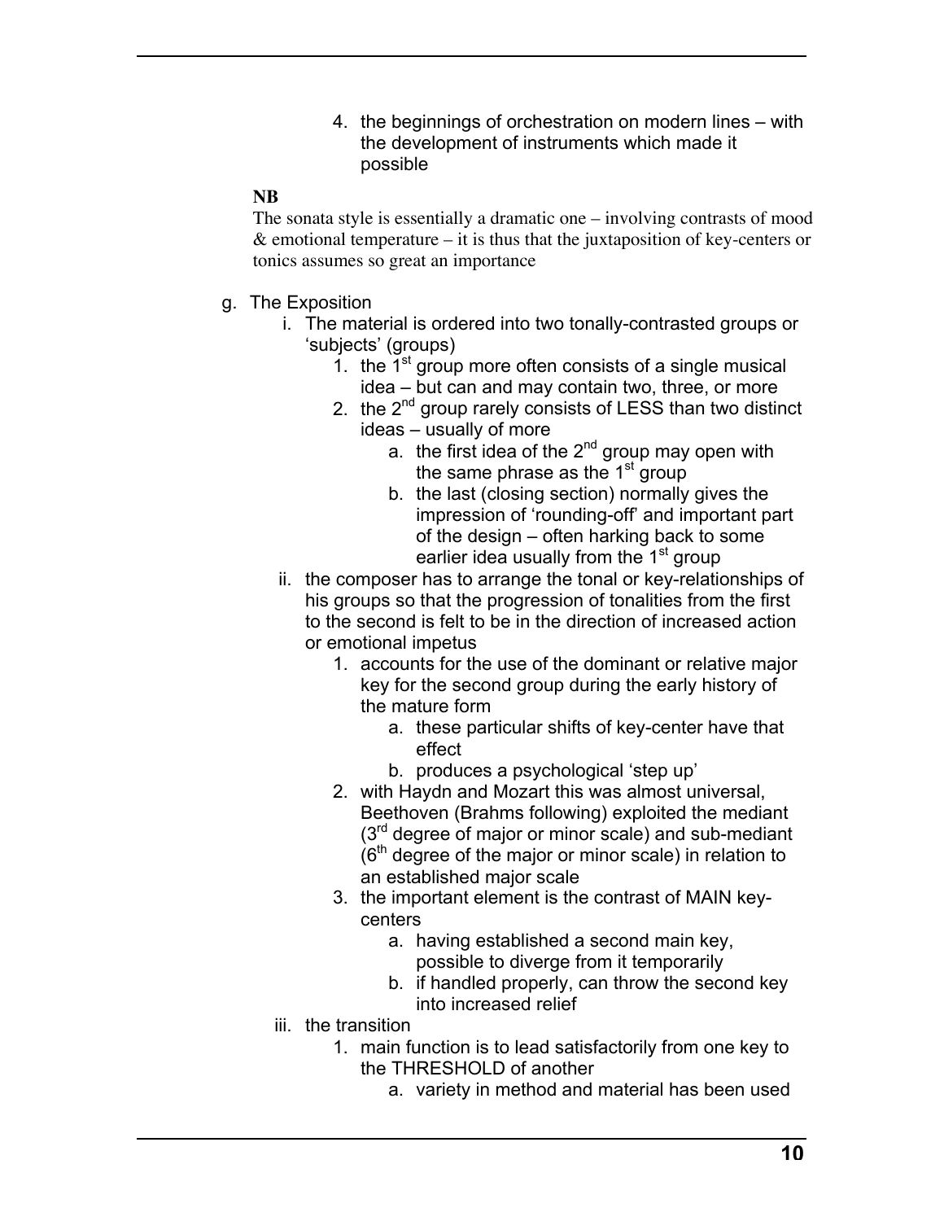4. the beginnings of orchestration on modern lines – with the development of instruments which made it possible

**NB**

The sonata style is essentially a dramatic one – involving contrasts of mood & emotional temperature – it is thus that the juxtaposition of key-centers or tonics assumes so great an importance

g. The Exposition
   i. The material is ordered into two tonally-contrasted groups or 'subjects' (groups)
      1. the 1st group more often consists of a single musical idea – but can and may contain two, three, or more
      2. the 2nd group rarely consists of LESS than two distinct ideas – usually of more
         a. the first idea of the 2nd group may open with the same phrase as the 1st group
         b. the last (closing section) normally gives the impression of 'rounding-off' and important part of the design – often harking back to some earlier idea usually from the 1st group
   ii. the composer has to arrange the tonal or key-relationships of his groups so that the progression of tonalities from the first to the second is felt to be in the direction of increased action or emotional impetus
      1. accounts for the use of the dominant or relative major key for the second group during the early history of the mature form
         a. these particular shifts of key-center have that effect
         b. produces a psychological 'step up'
      2. with Haydn and Mozart this was almost universal, Beethoven (Brahms following) exploited the mediant (3rd degree of major or minor scale) and sub-mediant (6th degree of the major or minor scale) in relation to an established major scale
      3. the important element is the contrast of MAIN key-centers
         a. having established a second main key, possible to diverge from it temporarily
         b. if handled properly, can throw the second key into increased relief
   iii. the transition
      1. main function is to lead satisfactorily from one key to the THRESHOLD of another
         a. variety in method and material has been used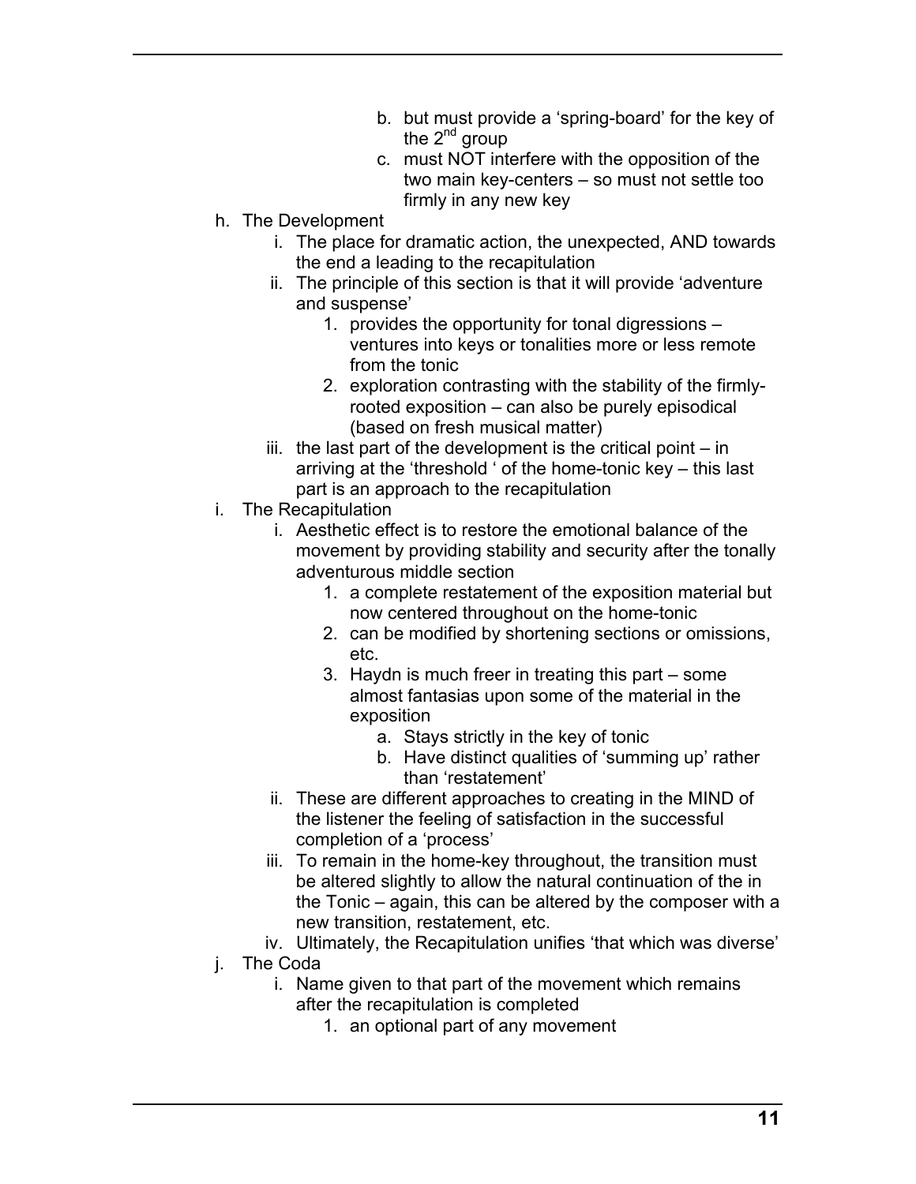b. but must provide a 'spring-board' for the key of the 2nd group
      c. must NOT interfere with the opposition of the two main key-centers – so must not settle too firmly in any new key

h. The Development
   i. The place for dramatic action, the unexpected, AND towards the end a leading to the recapitulation
   ii. The principle of this section is that it will provide 'adventure and suspense'
      1. provides the opportunity for tonal digressions – ventures into keys or tonalities more or less remote from the tonic
      2. exploration contrasting with the stability of the firmly-rooted exposition – can also be purely episodical (based on fresh musical matter)
   iii. the last part of the development is the critical point – in arriving at the 'threshold ' of the home-tonic key – this last part is an approach to the recapitulation

i. The Recapitulation
   i. Aesthetic effect is to restore the emotional balance of the movement by providing stability and security after the tonally adventurous middle section
      1. a complete restatement of the exposition material but now centered throughout on the home-tonic
      2. can be modified by shortening sections or omissions, etc.
      3. Haydn is much freer in treating this part – some almost fantasias upon some of the material in the exposition
         a. Stays strictly in the key of tonic
         b. Have distinct qualities of 'summing up' rather than 'restatement'
   ii. These are different approaches to creating in the MIND of the listener the feeling of satisfaction in the successful completion of a 'process'
   iii. To remain in the home-key throughout, the transition must be altered slightly to allow the natural continuation of the in the Tonic – again, this can be altered by the composer with a new transition, restatement, etc.
   iv. Ultimately, the Recapitulation unifies 'that which was diverse'

j. The Coda
   i. Name given to that part of the movement which remains after the recapitulation is completed
      1. an optional part of any movement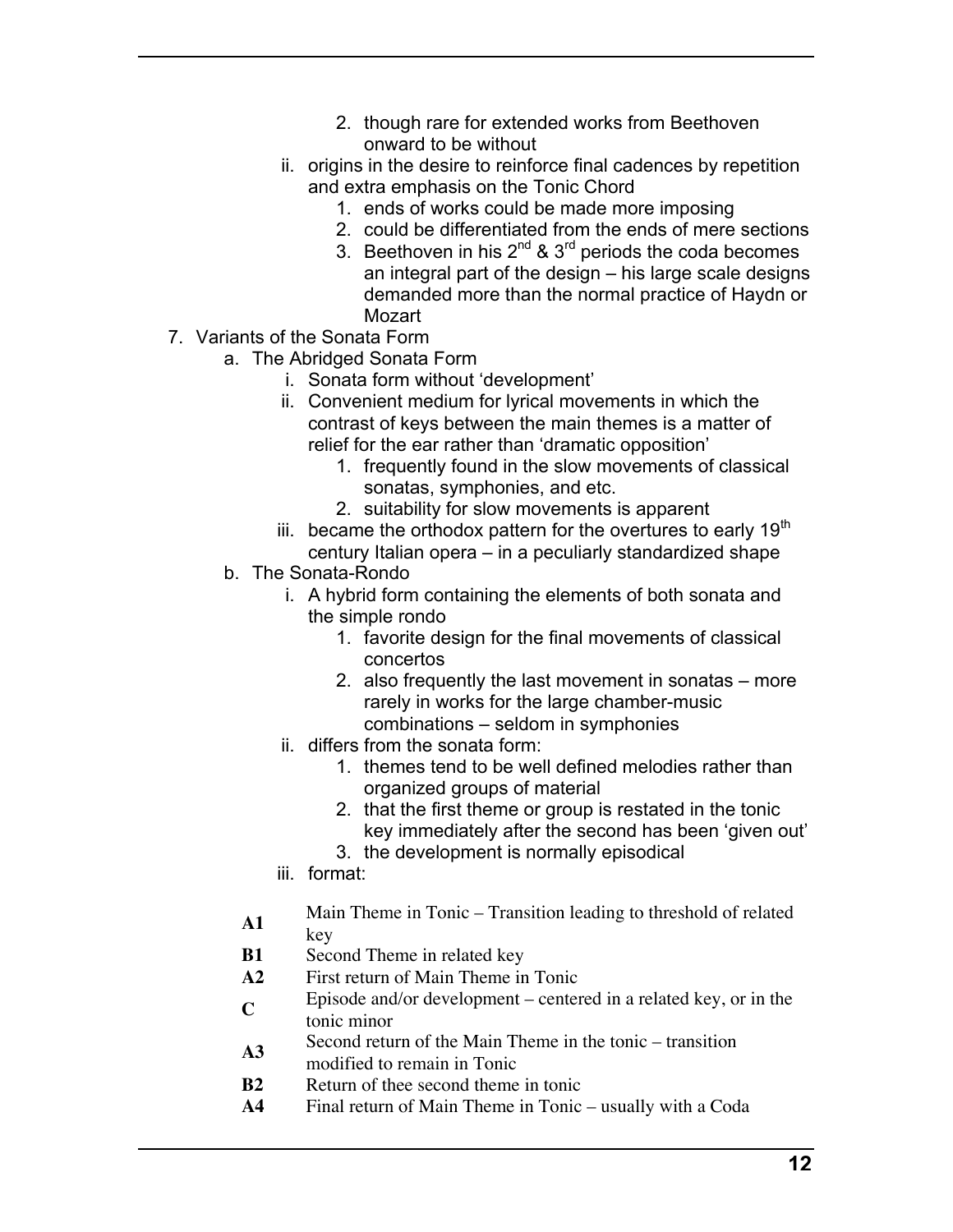2. though rare for extended works from Beethoven onward to be without
   - ii. origins in the desire to reinforce final cadences by repetition and extra emphasis on the Tonic Chord
      1. ends of works could be made more imposing
      2. could be differentiated from the ends of mere sections
      3. Beethoven in his 2nd & 3rd periods the coda becomes an integral part of the design – his large scale designs demanded more than the normal practice of Haydn or Mozart

7. Variants of the Sonata Form
   - a. The Abridged Sonata Form
      - i. Sonata form without 'development'
      - ii. Convenient medium for lyrical movements in which the contrast of keys between the main themes is a matter of relief for the ear rather than 'dramatic opposition'
         1. frequently found in the slow movements of classical sonatas, symphonies, and etc.
         2. suitability for slow movements is apparent
      - iii. became the orthodox pattern for the overtures to early 19th century Italian opera – in a peculiarly standardized shape
   - b. The Sonata-Rondo
      - i. A hybrid form containing the elements of both sonata and the simple rondo
         1. favorite design for the final movements of classical concertos
         2. also frequently the last movement in sonatas – more rarely in works for the large chamber-music combinations – seldom in symphonies
      - ii. differs from the sonata form:
         1. themes tend to be well defined melodies rather than organized groups of material
         2. that the first theme or group is restated in the tonic key immediately after the second has been 'given out'
         3. the development is normally episodical
      - iii. format:

| | |
|---|---|
| **A1** | Main Theme in Tonic – Transition leading to threshold of related key |
| **B1** | Second Theme in related key |
| **A2** | First return of Main Theme in Tonic |
| **C** | Episode and/or development – centered in a related key, or in the tonic minor |
| **A3** | Second return of the Main Theme in the tonic – transition modified to remain in Tonic |
| **B2** | Return of thee second theme in tonic |
| **A4** | Final return of Main Theme in Tonic – usually with a Coda |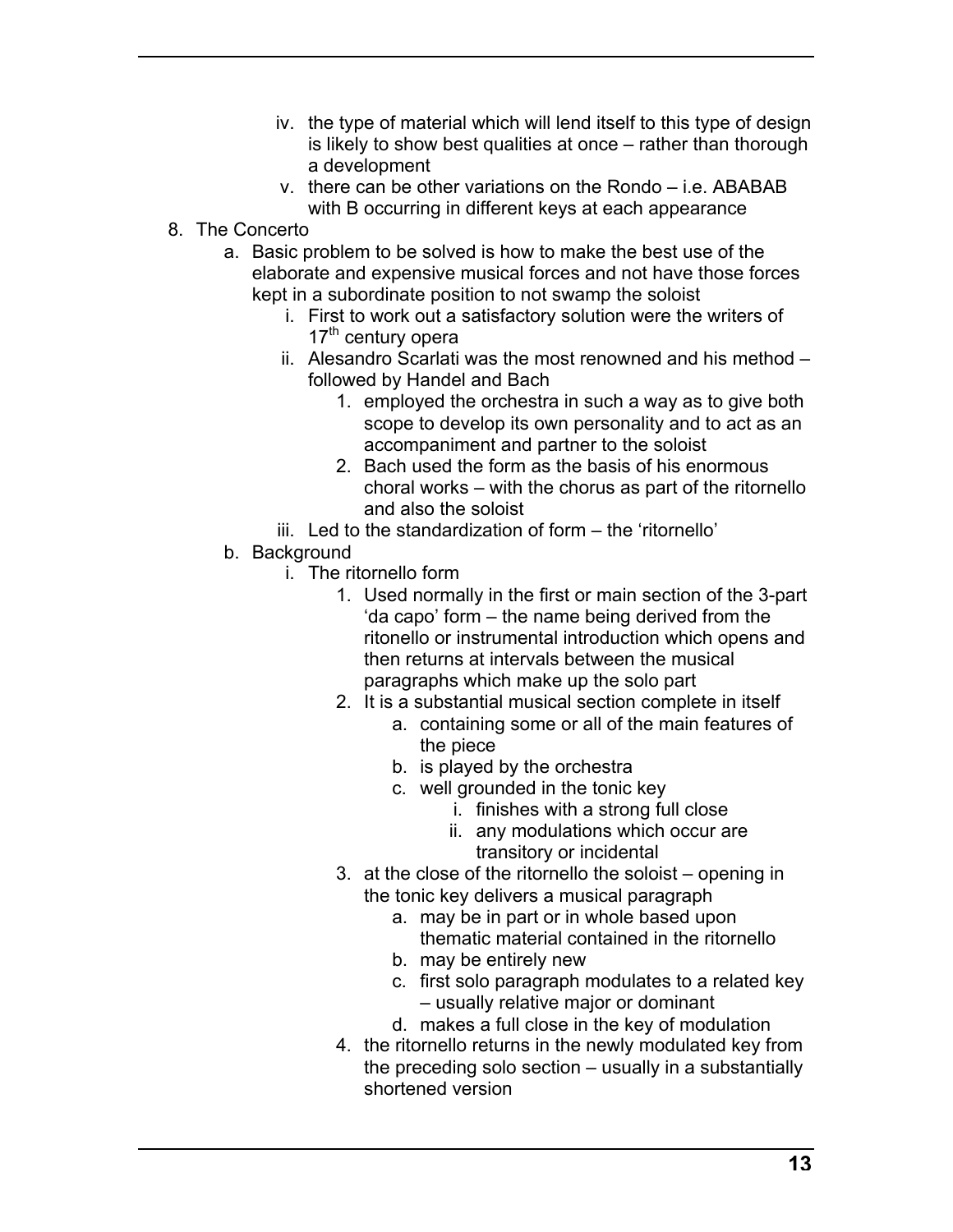- iv. the type of material which will lend itself to this type of design is likely to show best qualities at once – rather than thorough a development
   - v. there can be other variations on the Rondo – i.e. ABABAB with B occurring in different keys at each appearance

8. The Concerto
   - a. Basic problem to be solved is how to make the best use of the elaborate and expensive musical forces and not have those forces kept in a subordinate position to not swamp the soloist
     - i. First to work out a satisfactory solution were the writers of 17th century opera
     - ii. Alesandro Scarlati was the most renowned and his method – followed by Handel and Bach
       1. employed the orchestra in such a way as to give both scope to develop its own personality and to act as an accompaniment and partner to the soloist
       2. Bach used the form as the basis of his enormous choral works – with the chorus as part of the ritornello and also the soloist
     - iii. Led to the standardization of form – the 'ritornello'
   - b. Background
     - i. The ritornello form
       1. Used normally in the first or main section of the 3-part 'da capo' form – the name being derived from the ritonello or instrumental introduction which opens and then returns at intervals between the musical paragraphs which make up the solo part
       2. It is a substantial musical section complete in itself
          - a. containing some or all of the main features of the piece
          - b. is played by the orchestra
          - c. well grounded in the tonic key
            - i. finishes with a strong full close
            - ii. any modulations which occur are transitory or incidental
       3. at the close of the ritornello the soloist – opening in the tonic key delivers a musical paragraph
          - a. may be in part or in whole based upon thematic material contained in the ritornello
          - b. may be entirely new
          - c. first solo paragraph modulates to a related key – usually relative major or dominant
          - d. makes a full close in the key of modulation
       4. the ritornello returns in the newly modulated key from the preceding solo section – usually in a substantially shortened version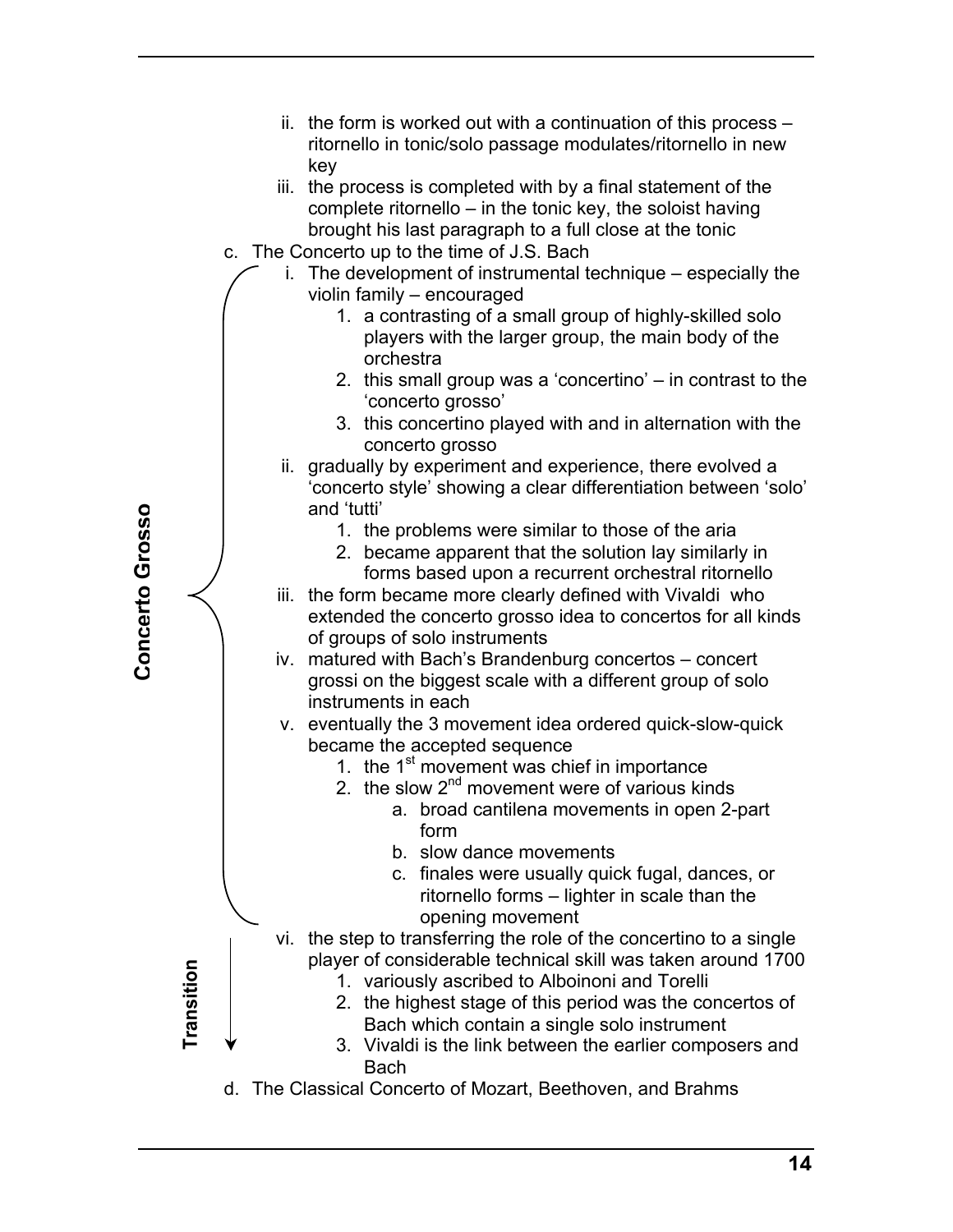ii. the form is worked out with a continuation of this process – ritornello in tonic/solo passage modulates/ritornello in new key

iii. the process is completed with by a final statement of the complete ritornello – in the tonic key, the soloist having brought his last paragraph to a full close at the tonic

c. The Concerto up to the time of J.S. Bach

**Concerto Grosso**

i. The development of instrumental technique – especially the violin family – encouraged
   1. a contrasting of a small group of highly-skilled solo players with the larger group, the main body of the orchestra
   2. this small group was a 'concertino' – in contrast to the 'concerto grosso'
   3. this concertino played with and in alternation with the concerto grosso

ii. gradually by experiment and experience, there evolved a 'concerto style' showing a clear differentiation between 'solo' and 'tutti'
   1. the problems were similar to those of the aria
   2. became apparent that the solution lay similarly in forms based upon a recurrent orchestral ritornello

iii. the form became more clearly defined with Vivaldi who extended the concerto grosso idea to concertos for all kinds of groups of solo instruments

iv. matured with Bach's Brandenburg concertos – concert grossi on the biggest scale with a different group of solo instruments in each

v. eventually the 3 movement idea ordered quick-slow-quick became the accepted sequence
   1. the 1st movement was chief in importance
   2. the slow 2nd movement were of various kinds
      a. broad cantilena movements in open 2-part form
      b. slow dance movements
      c. finales were usually quick fugal, dances, or ritornello forms – lighter in scale than the opening movement

**Transition**

vi. the step to transferring the role of the concertino to a single player of considerable technical skill was taken around 1700
   1. variously ascribed to Alboinoni and Torelli
   2. the highest stage of this period was the concertos of Bach which contain a single solo instrument
   3. Vivaldi is the link between the earlier composers and Bach

d. The Classical Concerto of Mozart, Beethoven, and Brahms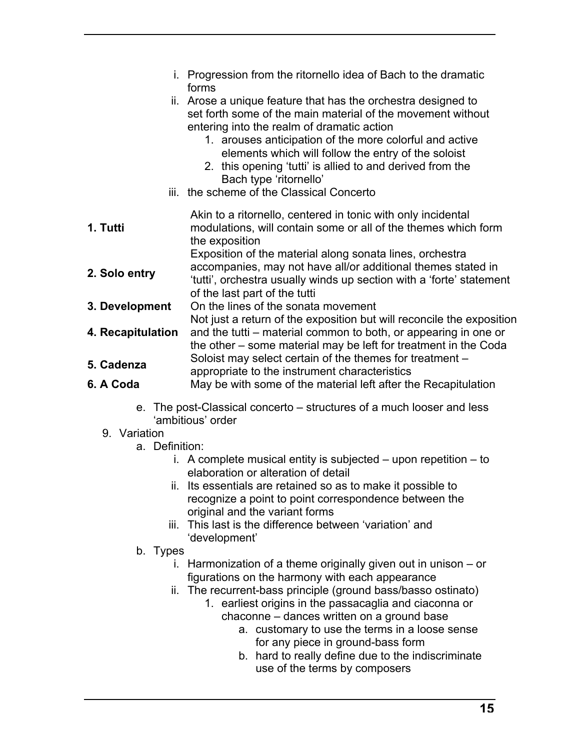i. Progression from the ritornello idea of Bach to the dramatic forms

ii. Arose a unique feature that has the orchestra designed to set forth some of the main material of the movement without entering into the realm of dramatic action
   1. arouses anticipation of the more colorful and active elements which will follow the entry of the soloist
   2. this opening 'tutti' is allied to and derived from the Bach type 'ritornello'

iii. the scheme of the Classical Concerto

| | |
|---|---|
| **1. Tutti** | Akin to a ritornello, centered in tonic with only incidental modulations, will contain some or all of the themes which form the exposition |
| **2. Solo entry** | Exposition of the material along sonata lines, orchestra accompanies, may not have all/or additional themes stated in 'tutti', orchestra usually winds up section with a 'forte' statement of the last part of the tutti |
| **3. Development** | On the lines of the sonata movement |
| **4. Recapitulation** | Not just a return of the exposition but will reconcile the exposition and the tutti – material common to both, or appearing in one or the other – some material may be left for treatment in the Coda |
| **5. Cadenza** | Soloist may select certain of the themes for treatment – appropriate to the instrument characteristics |
| **6. A Coda** | May be with some of the material left after the Recapitulation |

e. The post-Classical concerto – structures of a much looser and less 'ambitious' order

9. Variation
   a. Definition:
      i. A complete musical entity is subjected – upon repetition – to elaboration or alteration of detail
      ii. Its essentials are retained so as to make it possible to recognize a point to point correspondence between the original and the variant forms
      iii. This last is the difference between 'variation' and 'development'
   b. Types
      i. Harmonization of a theme originally given out in unison – or figurations on the harmony with each appearance
      ii. The recurrent-bass principle (ground bass/basso ostinato)
         1. earliest origins in the passacaglia and ciaconna or chaconne – dances written on a ground base
            a. customary to use the terms in a loose sense for any piece in ground-bass form
            b. hard to really define due to the indiscriminate use of the terms by composers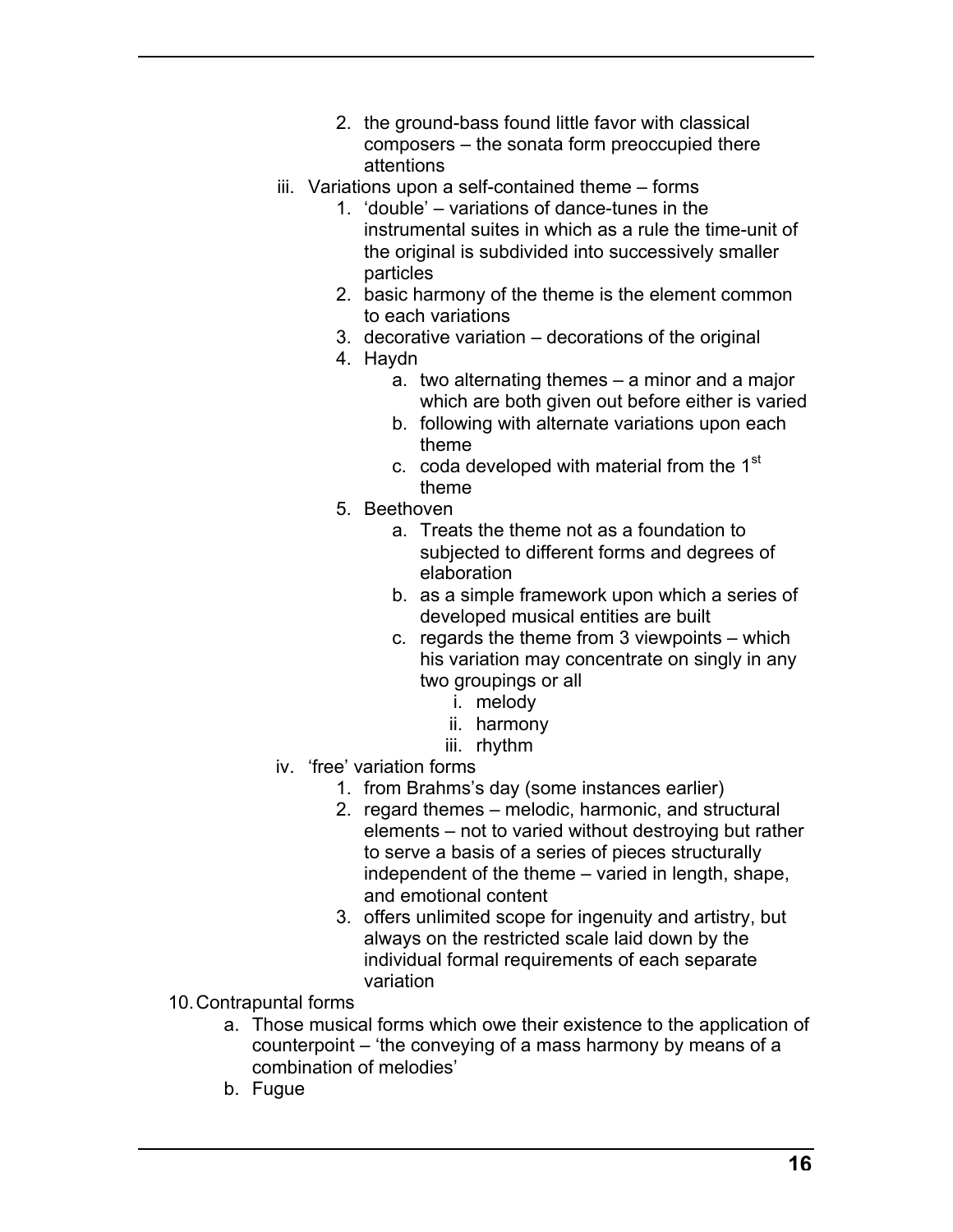2. the ground-bass found little favor with classical composers – the sonata form preoccupied there attentions

iii. Variations upon a self-contained theme – forms
   1. 'double' – variations of dance-tunes in the instrumental suites in which as a rule the time-unit of the original is subdivided into successively smaller particles
   2. basic harmony of the theme is the element common to each variations
   3. decorative variation – decorations of the original
   4. Haydn
      a. two alternating themes – a minor and a major which are both given out before either is varied
      b. following with alternate variations upon each theme
      c. coda developed with material from the 1st theme
   5. Beethoven
      a. Treats the theme not as a foundation to subjected to different forms and degrees of elaboration
      b. as a simple framework upon which a series of developed musical entities are built
      c. regards the theme from 3 viewpoints – which his variation may concentrate on singly in any two groupings or all
         i. melody
         ii. harmony
         iii. rhythm

iv. 'free' variation forms
   1. from Brahms's day (some instances earlier)
   2. regard themes – melodic, harmonic, and structural elements – not to varied without destroying but rather to serve a basis of a series of pieces structurally independent of the theme – varied in length, shape, and emotional content
   3. offers unlimited scope for ingenuity and artistry, but always on the restricted scale laid down by the individual formal requirements of each separate variation

10. Contrapuntal forms
    a. Those musical forms which owe their existence to the application of counterpoint – 'the conveying of a mass harmony by means of a combination of melodies'
    b. Fugue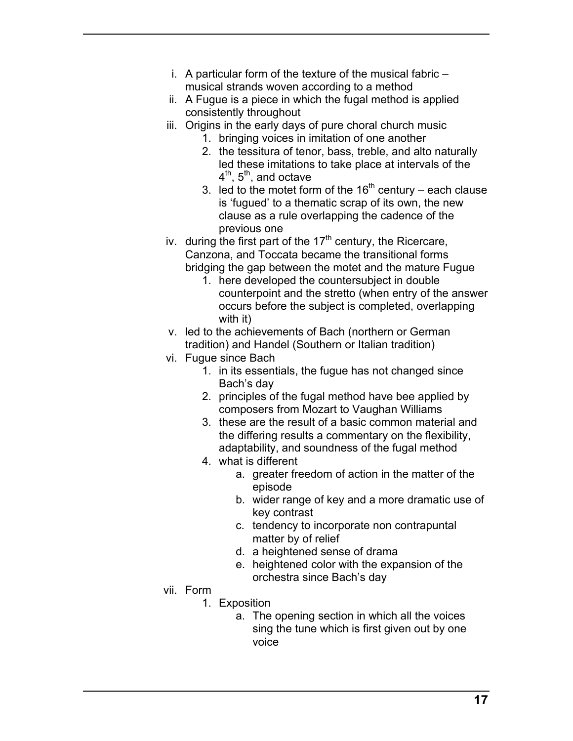i. A particular form of the texture of the musical fabric – musical strands woven according to a method
ii. A Fugue is a piece in which the fugal method is applied consistently throughout
iii. Origins in the early days of pure choral church music
    1. bringing voices in imitation of one another
    2. the tessitura of tenor, bass, treble, and alto naturally led these imitations to take place at intervals of the 4$^{th}$, 5$^{th}$, and octave
    3. led to the motet form of the 16$^{th}$ century – each clause is 'fugued' to a thematic scrap of its own, the new clause as a rule overlapping the cadence of the previous one
iv. during the first part of the 17$^{th}$ century, the Ricercare, Canzona, and Toccata became the transitional forms bridging the gap between the motet and the mature Fugue
    1. here developed the countersubject in double counterpoint and the stretto (when entry of the answer occurs before the subject is completed, overlapping with it)
v. led to the achievements of Bach (northern or German tradition) and Handel (Southern or Italian tradition)
vi. Fugue since Bach
    1. in its essentials, the fugue has not changed since Bach's day
    2. principles of the fugal method have bee applied by composers from Mozart to Vaughan Williams
    3. these are the result of a basic common material and the differing results a commentary on the flexibility, adaptability, and soundness of the fugal method
    4. what is different
        a. greater freedom of action in the matter of the episode
        b. wider range of key and a more dramatic use of key contrast
        c. tendency to incorporate non contrapuntal matter by of relief
        d. a heightened sense of drama
        e. heightened color with the expansion of the orchestra since Bach's day
vii. Form
    1. Exposition
        a. The opening section in which all the voices sing the tune which is first given out by one voice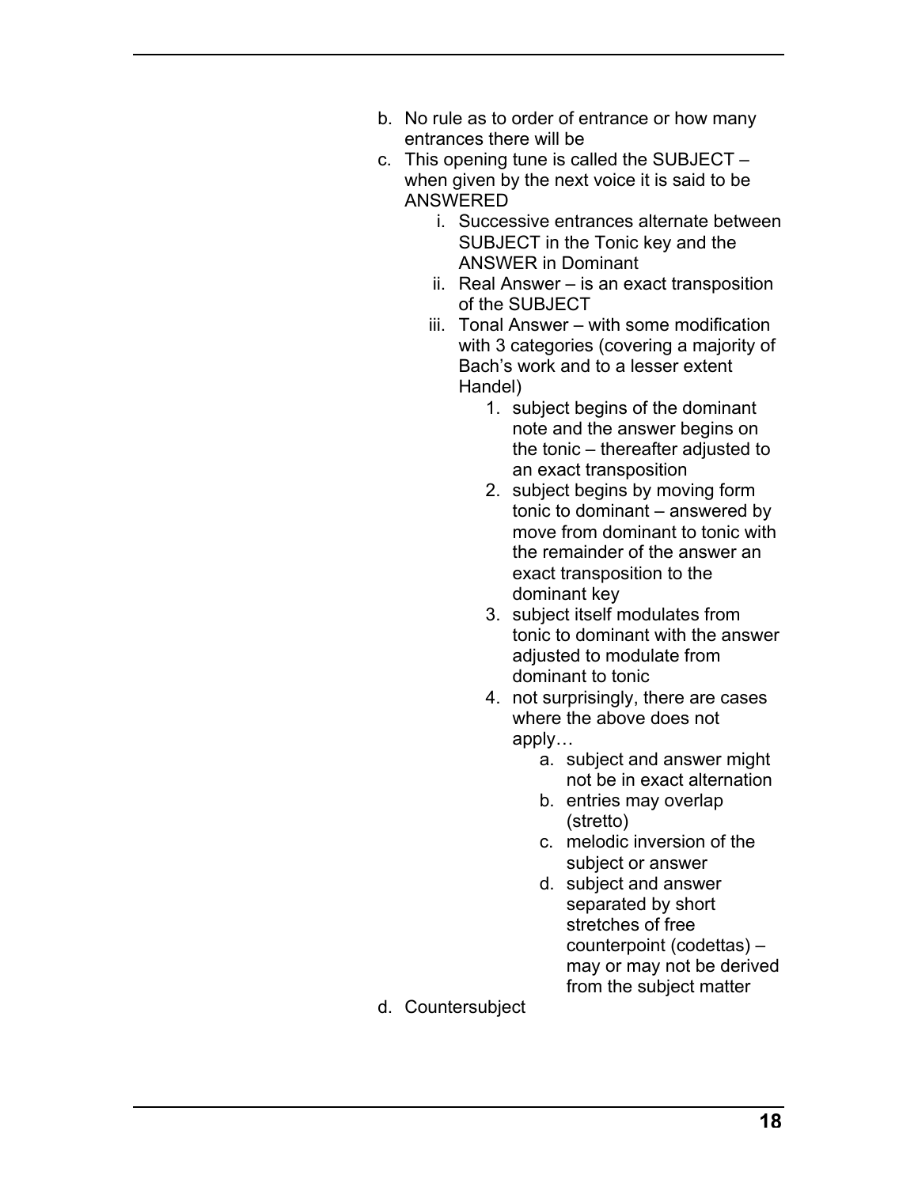b. No rule as to order of entrance or how many entrances there will be
c. This opening tune is called the SUBJECT – when given by the next voice it is said to be ANSWERED
    i. Successive entrances alternate between SUBJECT in the Tonic key and the ANSWER in Dominant
    ii. Real Answer – is an exact transposition of the SUBJECT
    iii. Tonal Answer – with some modification with 3 categories (covering a majority of Bach's work and to a lesser extent Handel)
        1. subject begins of the dominant note and the answer begins on the tonic – thereafter adjusted to an exact transposition
        2. subject begins by moving form tonic to dominant – answered by move from dominant to tonic with the remainder of the answer an exact transposition to the dominant key
        3. subject itself modulates from tonic to dominant with the answer adjusted to modulate from dominant to tonic
        4. not surprisingly, there are cases where the above does not apply…
            a. subject and answer might not be in exact alternation
            b. entries may overlap (stretto)
            c. melodic inversion of the subject or answer
            d. subject and answer separated by short stretches of free counterpoint (codettas) – may or may not be derived from the subject matter
d. Countersubject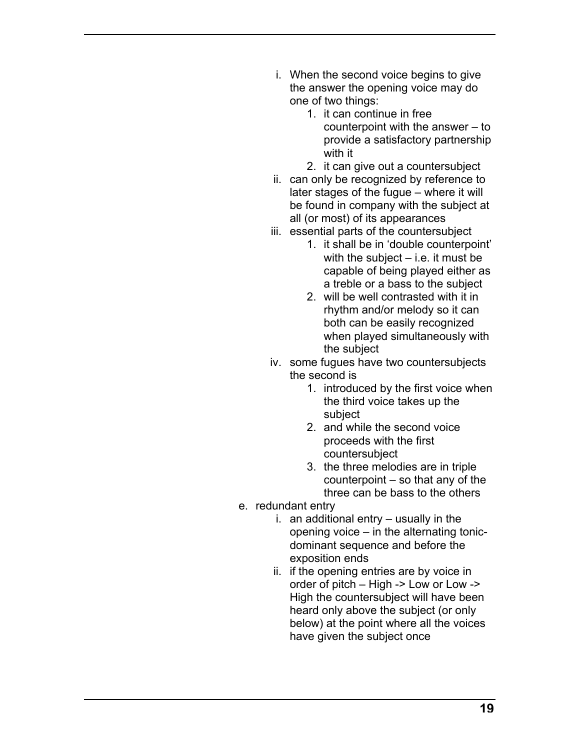i. When the second voice begins to give the answer the opening voice may do one of two things:
   1. it can continue in free counterpoint with the answer – to provide a satisfactory partnership with it
   2. it can give out a countersubject

ii. can only be recognized by reference to later stages of the fugue – where it will be found in company with the subject at all (or most) of its appearances

iii. essential parts of the countersubject
   1. it shall be in ‘double counterpoint’ with the subject – i.e. it must be capable of being played either as a treble or a bass to the subject
   2. will be well contrasted with it in rhythm and/or melody so it can both can be easily recognized when played simultaneously with the subject

iv. some fugues have two countersubjects the second is
   1. introduced by the first voice when the third voice takes up the subject
   2. and while the second voice proceeds with the first countersubject
   3. the three melodies are in triple counterpoint – so that any of the three can be bass to the others

e. redundant entry

   i. an additional entry – usually in the opening voice – in the alternating tonic-dominant sequence and before the exposition ends

   ii. if the opening entries are by voice in order of pitch – High -> Low or Low -> High the countersubject will have been heard only above the subject (or only below) at the point where all the voices have given the subject once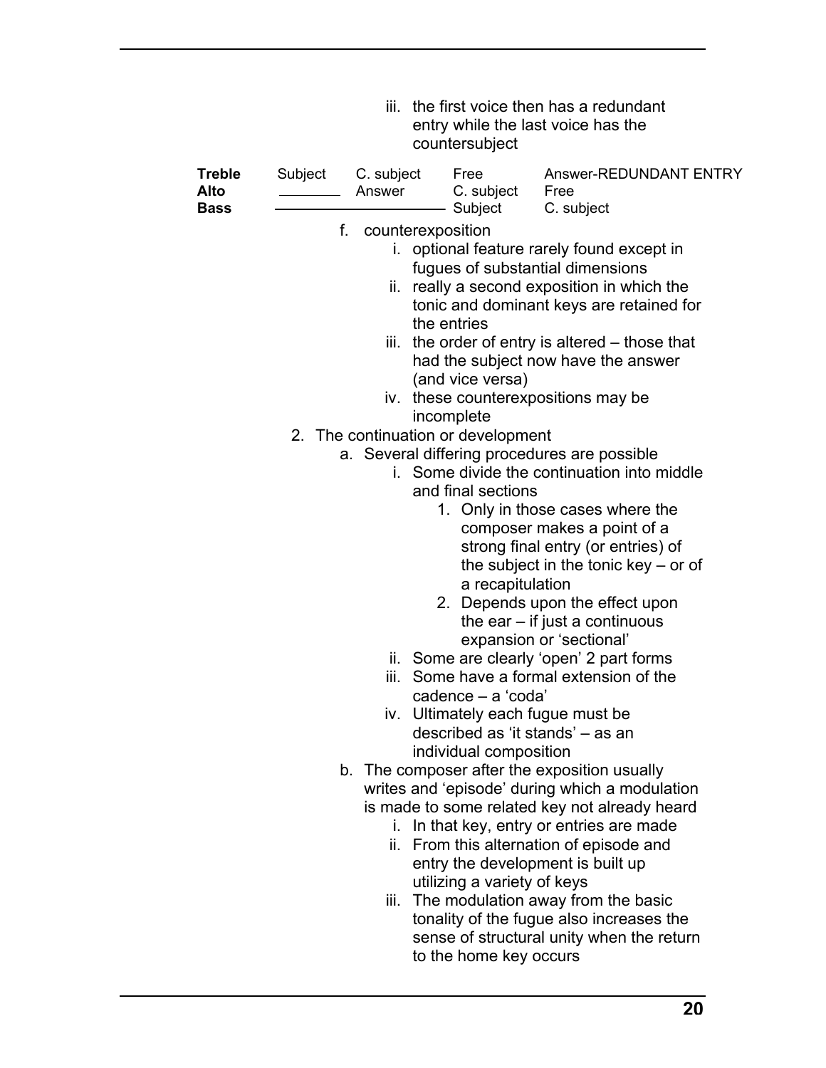iii. the first voice then has a redundant entry while the last voice has the countersubject

| | | | | |
|---|---|---|---|---|
| **Treble** | Subject | C. subject | Free | Answer-REDUNDANT ENTRY |
| **Alto** | ________ | Answer | C. subject | Free |
| **Bass** | ________ | ________ | Subject | C. subject |

f. counterexposition
   i. optional feature rarely found except in fugues of substantial dimensions
   ii. really a second exposition in which the tonic and dominant keys are retained for the entries
   iii. the order of entry is altered – those that had the subject now have the answer (and vice versa)
   iv. these counterexpositions may be incomplete

2. The continuation or development
   a. Several differing procedures are possible
      i. Some divide the continuation into middle and final sections
         1. Only in those cases where the composer makes a point of a strong final entry (or entries) of the subject in the tonic key – or of a recapitulation
         2. Depends upon the effect upon the ear – if just a continuous expansion or 'sectional'
      ii. Some are clearly 'open' 2 part forms
      iii. Some have a formal extension of the cadence – a 'coda'
      iv. Ultimately each fugue must be described as 'it stands' – as an individual composition
   b. The composer after the exposition usually writes and 'episode' during which a modulation is made to some related key not already heard
      i. In that key, entry or entries are made
      ii. From this alternation of episode and entry the development is built up utilizing a variety of keys
      iii. The modulation away from the basic tonality of the fugue also increases the sense of structural unity when the return to the home key occurs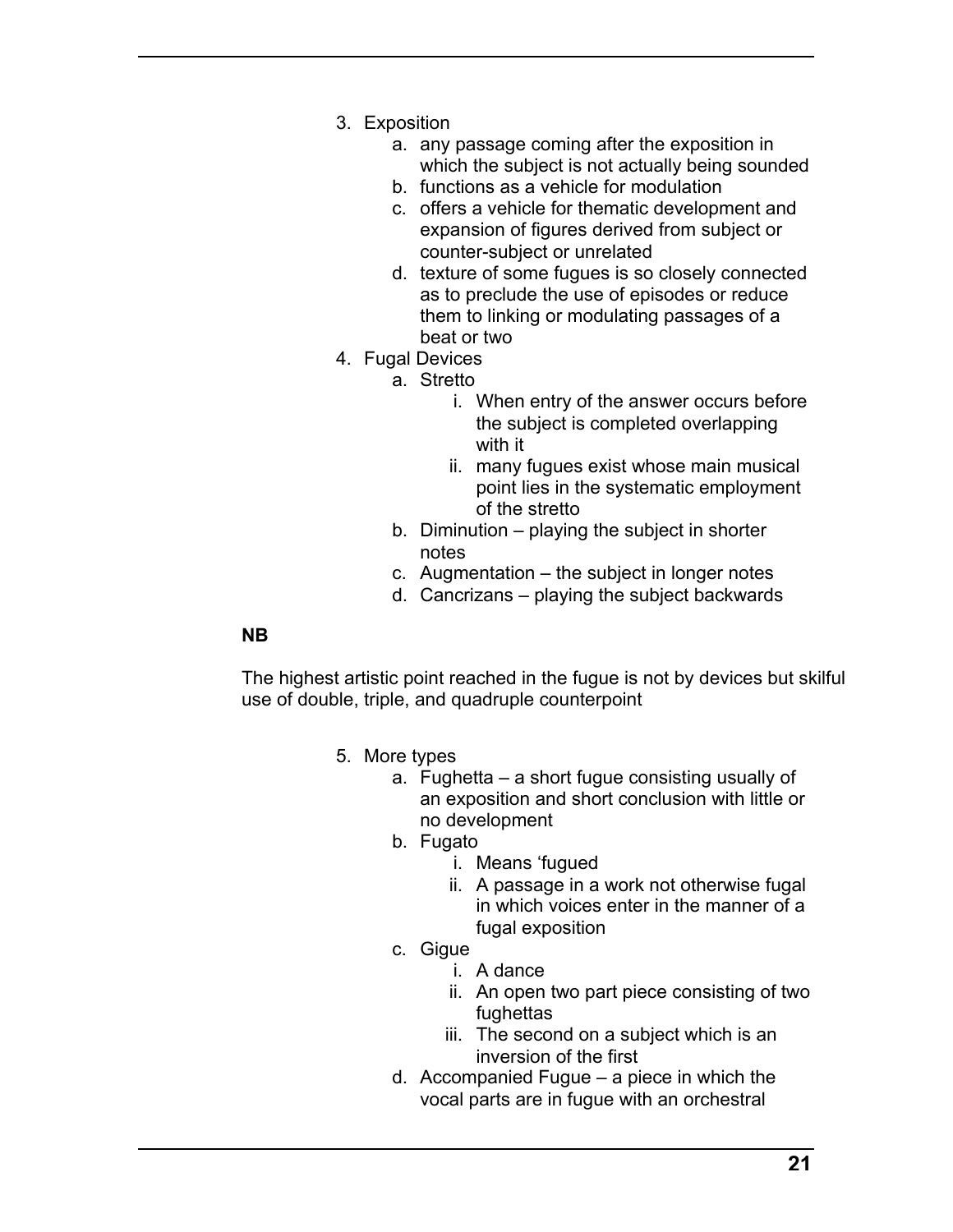3. Exposition
    a. any passage coming after the exposition in which the subject is not actually being sounded
    b. functions as a vehicle for modulation
    c. offers a vehicle for thematic development and expansion of figures derived from subject or counter-subject or unrelated
    d. texture of some fugues is so closely connected as to preclude the use of episodes or reduce them to linking or modulating passages of a beat or two
4. Fugal Devices
    a. Stretto
        i. When entry of the answer occurs before the subject is completed overlapping with it
        ii. many fugues exist whose main musical point lies in the systematic employment of the stretto
    b. Diminution – playing the subject in shorter notes
    c. Augmentation – the subject in longer notes
    d. Cancrizans – playing the subject backwards

**NB**

The highest artistic point reached in the fugue is not by devices but skilful use of double, triple, and quadruple counterpoint

5. More types
    a. Fughetta – a short fugue consisting usually of an exposition and short conclusion with little or no development
    b. Fugato
        i. Means ‘fugued
        ii. A passage in a work not otherwise fugal in which voices enter in the manner of a fugal exposition
    c. Gigue
        i. A dance
        ii. An open two part piece consisting of two fughettas
        iii. The second on a subject which is an inversion of the first
    d. Accompanied Fugue – a piece in which the vocal parts are in fugue with an orchestral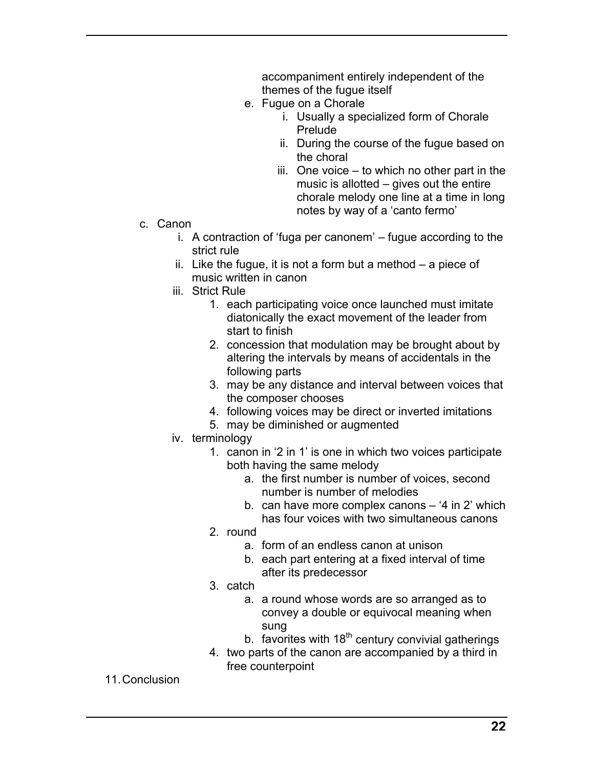accompaniment entirely independent of the themes of the fugue itself

      e. Fugue on a Chorale
         i. Usually a specialized form of Chorale Prelude
         ii. During the course of the fugue based on the choral
         iii. One voice – to which no other part in the music is allotted – gives out the entire chorale melody one line at a time in long notes by way of a 'canto fermo'

   c. Canon
      i. A contraction of 'fuga per canonem' – fugue according to the strict rule
      ii. Like the fugue, it is not a form but a method – a piece of music written in canon
      iii. Strict Rule
         1. each participating voice once launched must imitate diatonically the exact movement of the leader from start to finish
         2. concession that modulation may be brought about by altering the intervals by means of accidentals in the following parts
         3. may be any distance and interval between voices that the composer chooses
         4. following voices may be direct or inverted imitations
         5. may be diminished or augmented
      iv. terminology
         1. canon in '2 in 1' is one in which two voices participate both having the same melody
            a. the first number is number of voices, second number is number of melodies
            b. can have more complex canons – '4 in 2' which has four voices with two simultaneous canons
         2. round
            a. form of an endless canon at unison
            b. each part entering at a fixed interval of time after its predecessor
         3. catch
            a. a round whose words are so arranged as to convey a double or equivocal meaning when sung
            b. favorites with 18th century convivial gatherings
         4. two parts of the canon are accompanied by a third in free counterpoint

11. Conclusion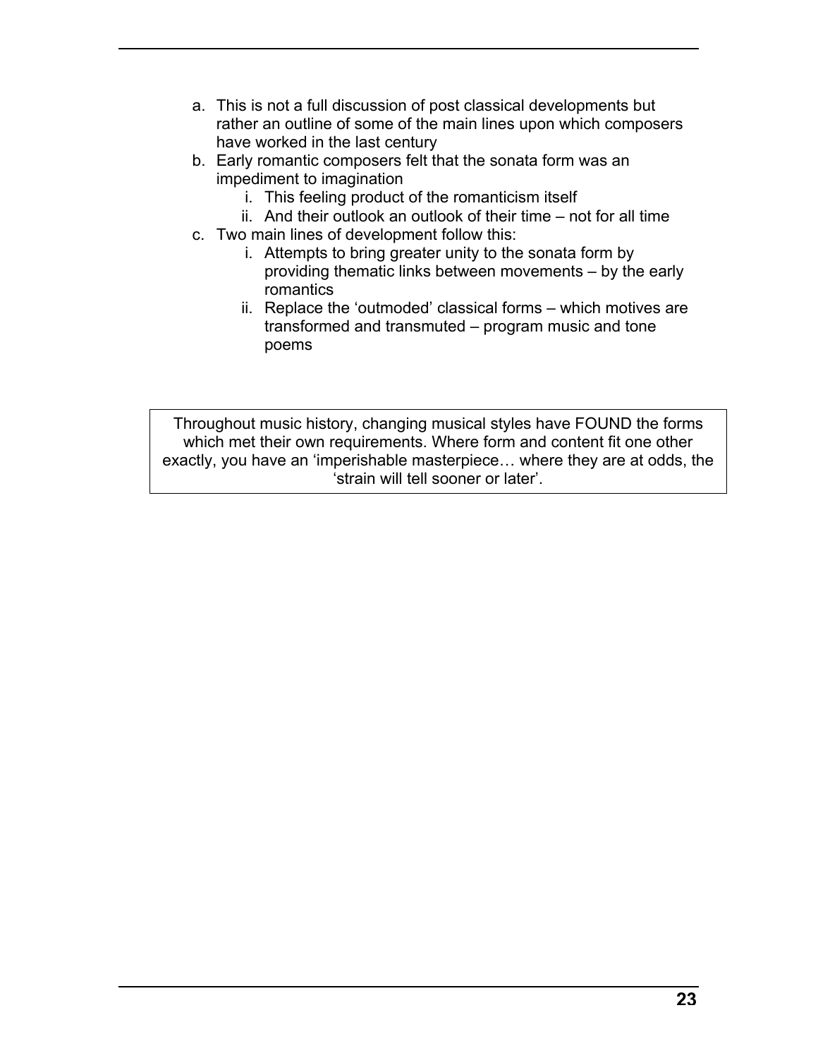a. This is not a full discussion of post classical developments but rather an outline of some of the main lines upon which composers have worked in the last century
b. Early romantic composers felt that the sonata form was an impediment to imagination
    i. This feeling product of the romanticism itself
    ii. And their outlook an outlook of their time – not for all time
c. Two main lines of development follow this:
    i. Attempts to bring greater unity to the sonata form by providing thematic links between movements – by the early romantics
    ii. Replace the 'outmoded' classical forms – which motives are transformed and transmuted – program music and tone poems

> Throughout music history, changing musical styles have FOUND the forms which met their own requirements. Where form and content fit one other exactly, you have an 'imperishable masterpiece… where they are at odds, the 'strain will tell sooner or later'.